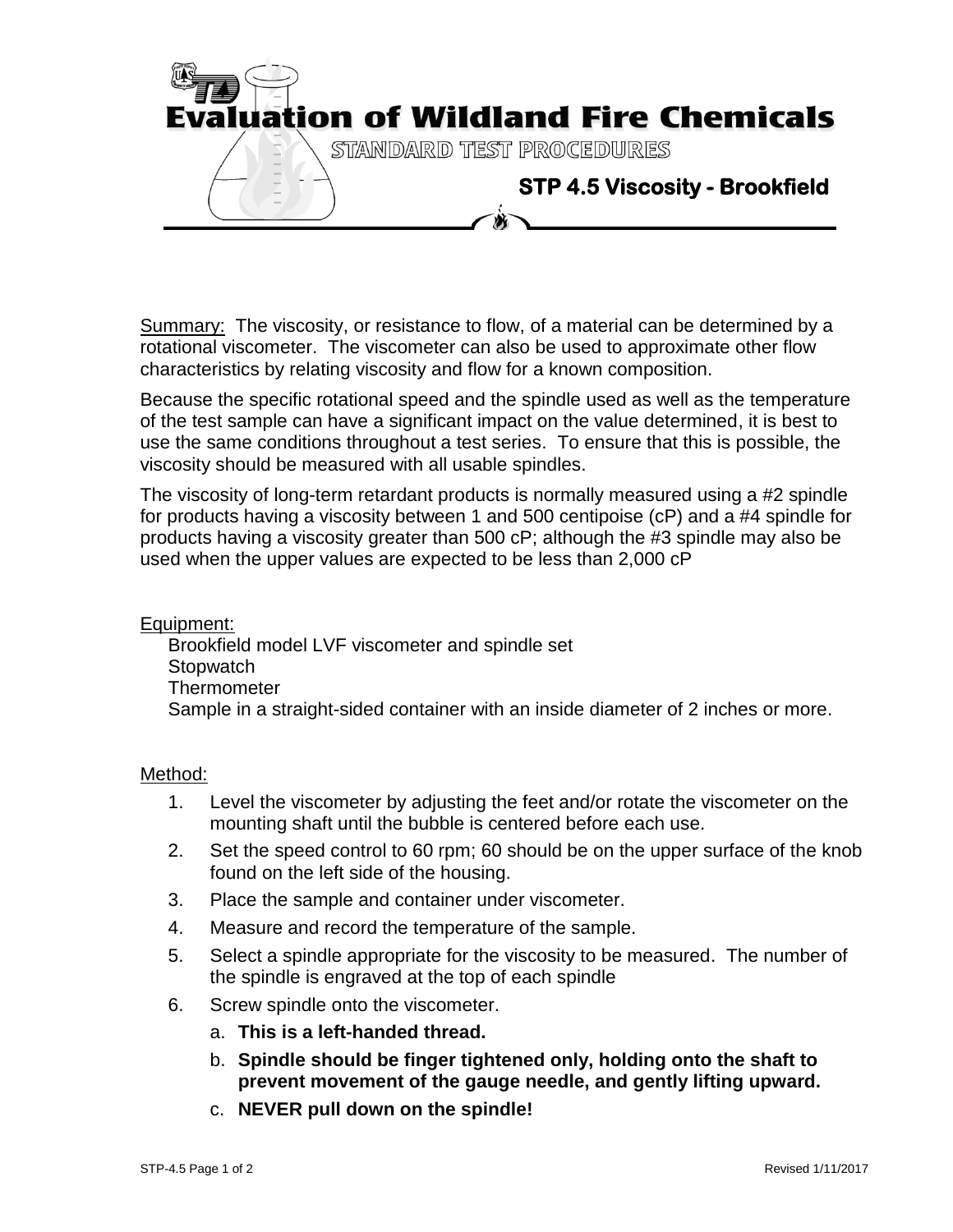# Evaluation of Wildland Fire Chemicals

STANDARD TEST PROCEDURES

## STP 4.5 Viscosity - Brookfield

Summary: The viscosity, or resistance to flow, of a material can be determined by a rotational viscometer. The viscometer can also be used to approximate other flow characteristics by relating viscosity and flow for a known composition.

Because the specific rotational speed and the spindle used as well as the temperature of the test sample can have a significant impact on the value determined, it is best to use the same conditions throughout a test series. To ensure that this is possible, the viscosity should be measured with all usable spindles.

The viscosity of long-term retardant products is normally measured using a #2 spindle for products having a viscosity between 1 and 500 centipoise (cP) and a #4 spindle for products having a viscosity greater than 500 cP; although the #3 spindle may also be used when the upper values are expected to be less than 2,000 cP

Equipment:

- Brookfield model LVF viscometer and spindle set
- Stopwatch
- Thermometer
- Sample in a straight-sided container with an inside diameter of 2 inches or more.

Method:

1. Level the viscometer by adjusting the feet and/or rotate the viscometer on the mounting shaft until the bubble is centered before each use.
2. Set the speed control to 60 rpm; 60 should be on the upper surface of the knob found on the left side of the housing.
3. Place the sample and container under viscometer.
4. Measure and record the temperature of the sample.
5. Select a spindle appropriate for the viscosity to be measured. The number of the spindle is engraved at the top of each spindle
6. Screw spindle onto the viscometer.
   a. **This is a left-handed thread.**
   b. **Spindle should be finger tightened only, holding onto the shaft to prevent movement of the gauge needle, and gently lifting upward.**
   c. **NEVER pull down on the spindle!**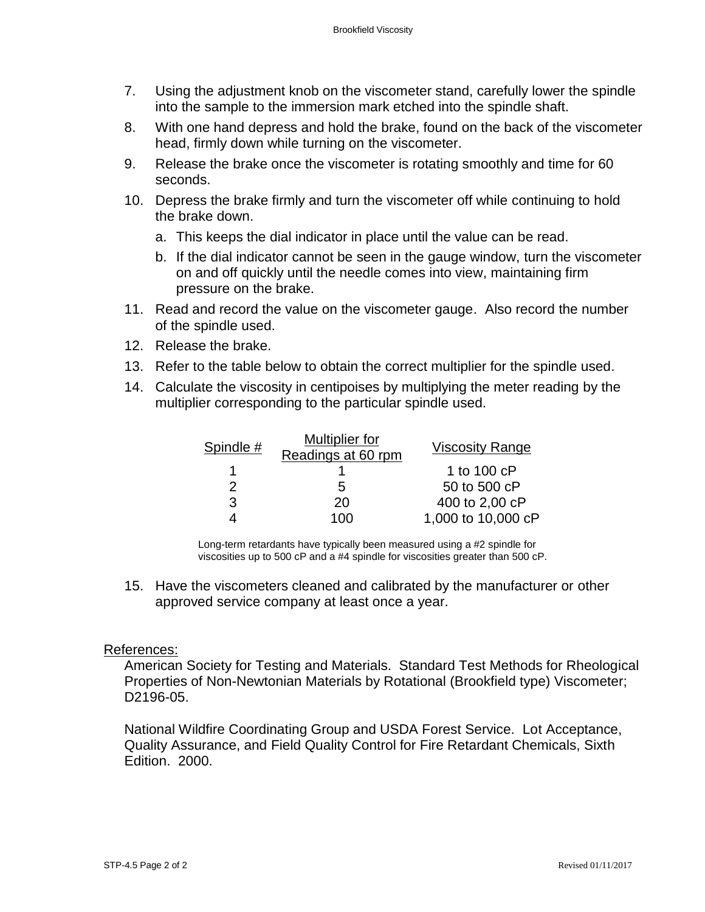7. Using the adjustment knob on the viscometer stand, carefully lower the spindle into the sample to the immersion mark etched into the spindle shaft.
8. With one hand depress and hold the brake, found on the back of the viscometer head, firmly down while turning on the viscometer.
9. Release the brake once the viscometer is rotating smoothly and time for 60 seconds.
10. Depress the brake firmly and turn the viscometer off while continuing to hold the brake down.
    a. This keeps the dial indicator in place until the value can be read.
    b. If the dial indicator cannot be seen in the gauge window, turn the viscometer on and off quickly until the needle comes into view, maintaining firm pressure on the brake.
11. Read and record the value on the viscometer gauge. Also record the number of the spindle used.
12. Release the brake.
13. Refer to the table below to obtain the correct multiplier for the spindle used.
14. Calculate the viscosity in centipoises by multiplying the meter reading by the multiplier corresponding to the particular spindle used.

| Spindle # | Multiplier for Readings at 60 rpm | Viscosity Range |
|---|---|---|
| 1 | 1 | 1 to 100 cP |
| 2 | 5 | 50 to 500 cP |
| 3 | 20 | 400 to 2,00 cP |
| 4 | 100 | 1,000 to 10,000 cP |

Long-term retardants have typically been measured using a #2 spindle for viscosities up to 500 cP and a #4 spindle for viscosities greater than 500 cP.

15. Have the viscometers cleaned and calibrated by the manufacturer or other approved service company at least once a year.

References:

American Society for Testing and Materials. Standard Test Methods for Rheological Properties of Non-Newtonian Materials by Rotational (Brookfield type) Viscometer; D2196-05.

National Wildfire Coordinating Group and USDA Forest Service. Lot Acceptance, Quality Assurance, and Field Quality Control for Fire Retardant Chemicals, Sixth Edition. 2000.